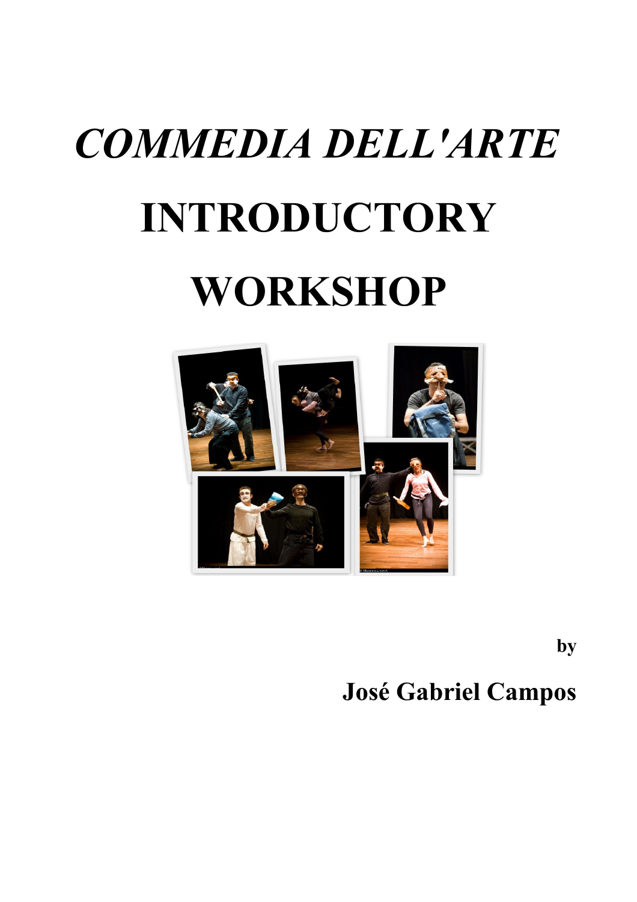# *COMMEDIA DELL'ARTE* INTRODUCTORY WORKSHOP

**by**

**José Gabriel Campos**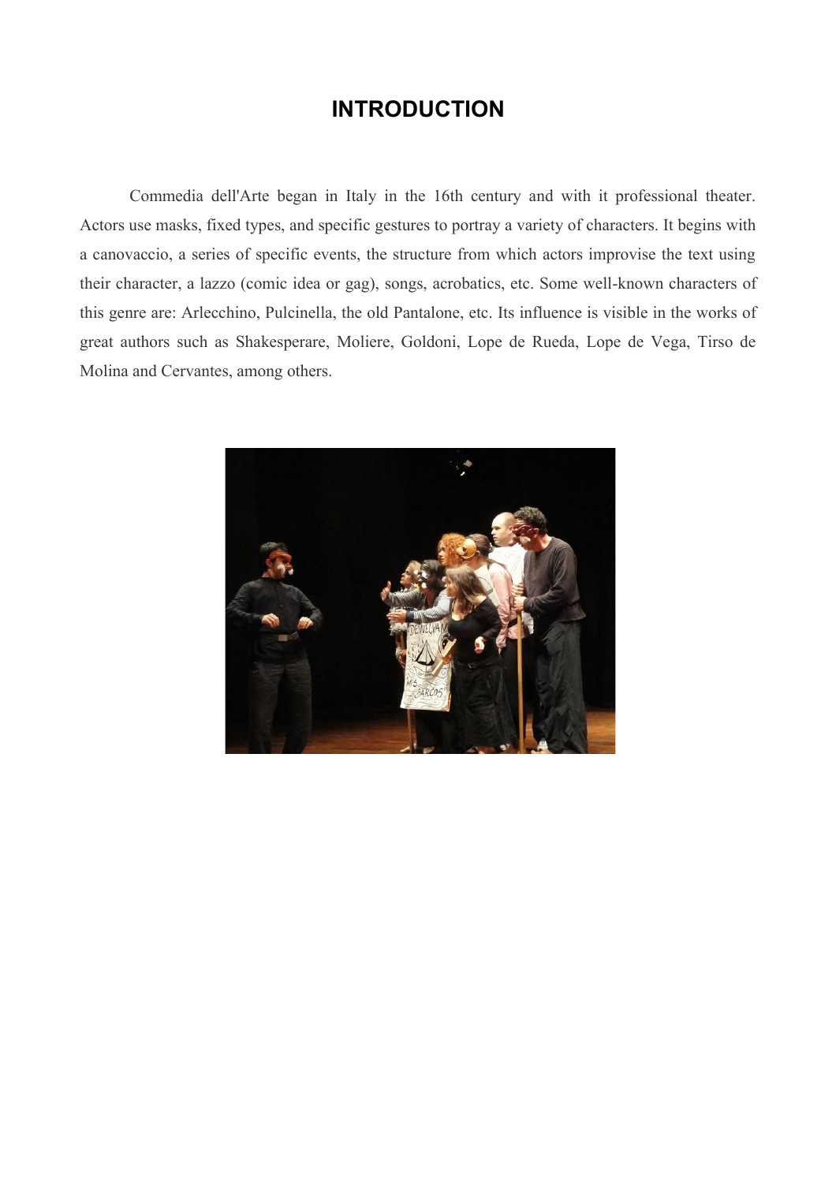# INTRODUCTION

Commedia dell'Arte began in Italy in the 16th century and with it professional theater. Actors use masks, fixed types, and specific gestures to portray a variety of characters. It begins with a canovaccio, a series of specific events, the structure from which actors improvise the text using their character, a lazzo (comic idea or gag), songs, acrobatics, etc. Some well-known characters of this genre are: Arlecchino, Pulcinella, the old Pantalone, etc. Its influence is visible in the works of great authors such as Shakesperare, Moliere, Goldoni, Lope de Rueda, Lope de Vega, Tirso de Molina and Cervantes, among others.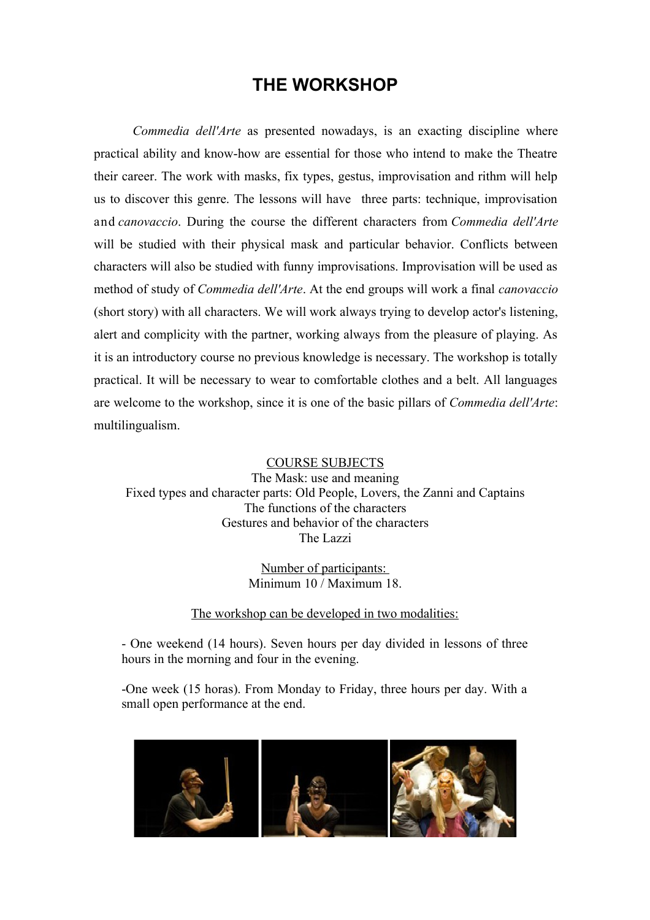# THE WORKSHOP

*Commedia dell'Arte* as presented nowadays, is an exacting discipline where practical ability and know-how are essential for those who intend to make the Theatre their career. The work with masks, fix types, gestus, improvisation and rithm will help us to discover this genre. The lessons will have three parts: technique, improvisation and *canovaccio*. During the course the different characters from *Commedia dell'Arte* will be studied with their physical mask and particular behavior. Conflicts between characters will also be studied with funny improvisations. Improvisation will be used as method of study of *Commedia dell'Arte*. At the end groups will work a final *canovaccio* (short story) with all characters. We will work always trying to develop actor's listening, alert and complicity with the partner, working always from the pleasure of playing. As it is an introductory course no previous knowledge is necessary. The workshop is totally practical. It will be necessary to wear to comfortable clothes and a belt. All languages are welcome to the workshop, since it is one of the basic pillars of *Commedia dell'Arte*: multilingualism.

<u>COURSE SUBJECTS</u>

The Mask: use and meaning
Fixed types and character parts: Old People, Lovers, the Zanni and Captains
The functions of the characters
Gestures and behavior of the characters
The Lazzi

<u>Number of participants:</u>
Minimum 10 / Maximum 18.

<u>The workshop can be developed in two modalities:</u>

- One weekend (14 hours). Seven hours per day divided in lessons of three hours in the morning and four in the evening.

-One week (15 horas). From Monday to Friday, three hours per day. With a small open performance at the end.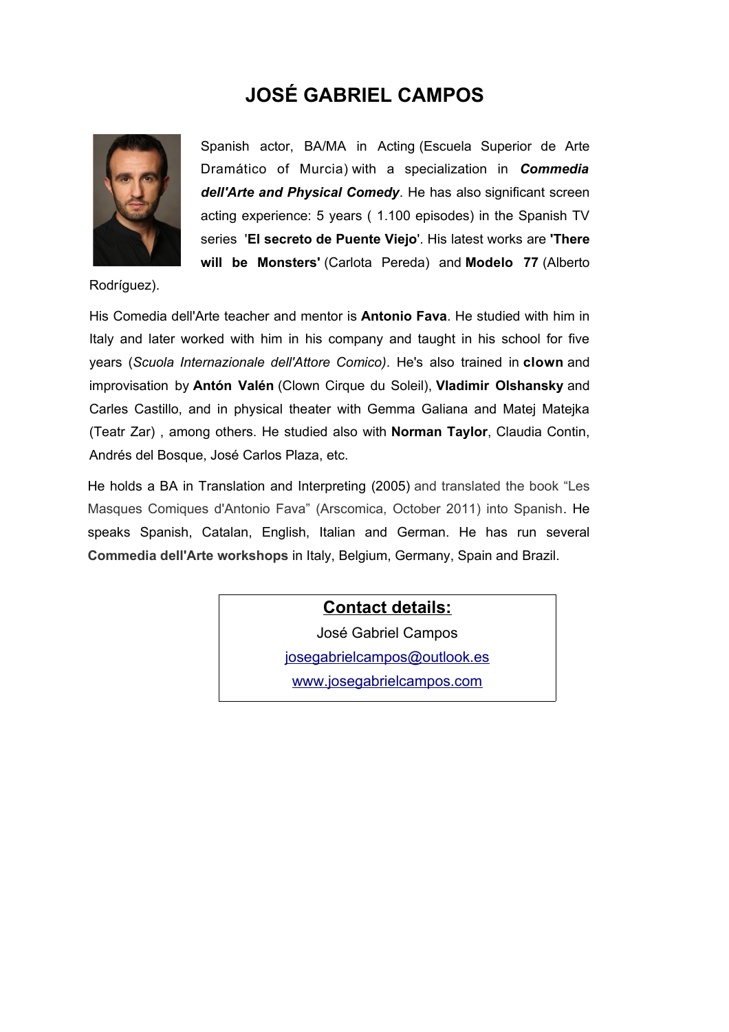# JOSÉ GABRIEL CAMPOS

Spanish actor, BA/MA in Acting (Escuela Superior de Arte Dramático of Murcia) with a specialization in ***Commedia dell'Arte and Physical Comedy***. He has also significant screen acting experience: 5 years ( 1.100 episodes) in the Spanish TV series '**El secreto de Puente Viejo**'. His latest works are **'There will be Monsters'** (Carlota Pereda) and **Modelo 77** (Alberto Rodríguez).

His Comedia dell'Arte teacher and mentor is **Antonio Fava**. He studied with him in Italy and later worked with him in his company and taught in his school for five years (*Scuola Internazionale dell'Attore Comico)*. He's also trained in **clown** and improvisation by **Antón Valén** (Clown Cirque du Soleil), **Vladimir Olshansky** and Carles Castillo, and in physical theater with Gemma Galiana and Matej Matejka (Teatr Zar) , among others. He studied also with **Norman Taylor**, Claudia Contin, Andrés del Bosque, José Carlos Plaza, etc.

He holds a BA in Translation and Interpreting (2005) and translated the book "Les Masques Comiques d'Antonio Fava" (Arscomica, October 2011) into Spanish. He speaks Spanish, Catalan, English, Italian and German. He has run several **Commedia dell'Arte workshops** in Italy, Belgium, Germany, Spain and Brazil.

**Contact details:**

José Gabriel Campos

josegabrielcampos@outlook.es

www.josegabrielcampos.com